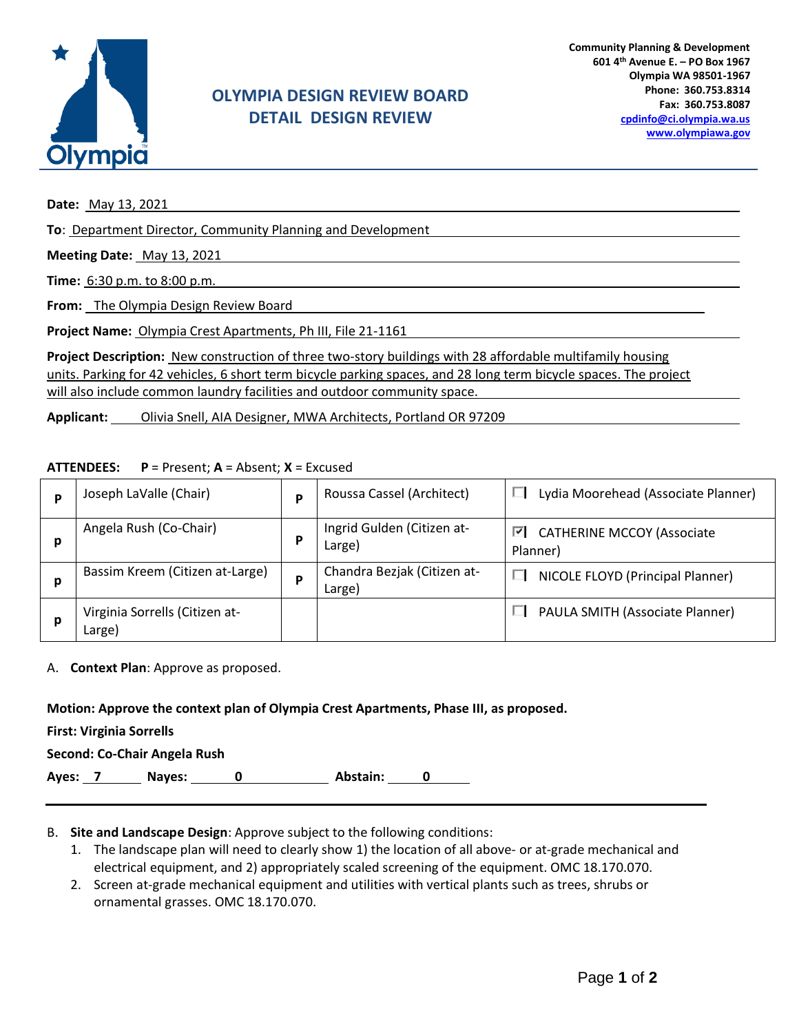Community Planning & Development
601 4th Avenue E. – PO Box 1967
Olympia WA 98501-1967
Phone: 360.753.8314
Fax: 360.753.8087
cpdinfo@ci.olympia.wa.us
www.olympiawa.gov

# OLYMPIA DESIGN REVIEW BOARD
# DETAIL DESIGN REVIEW

**Date:** May 13, 2021

**To**: Department Director, Community Planning and Development

**Meeting Date:** May 13, 2021

**Time:** 6:30 p.m. to 8:00 p.m.

**From:** The Olympia Design Review Board

**Project Name:** Olympia Crest Apartments, Ph III, File 21-1161

**Project Description:** New construction of three two-story buildings with 28 affordable multifamily housing units. Parking for 42 vehicles, 6 short term bicycle parking spaces, and 28 long term bicycle spaces. The project will also include common laundry facilities and outdoor community space.

**Applicant:** Olivia Snell, AIA Designer, MWA Architects, Portland OR 97209

**ATTENDEES:** **P** = Present; **A** = Absent; **X** = Excused

| | | | | |
|---|---|---|---|---|
| P | Joseph LaValle (Chair) | P | Roussa Cassel (Architect) | ☐ Lydia Moorehead (Associate Planner) |
| p | Angela Rush (Co-Chair) | P | Ingrid Gulden (Citizen at-Large) | ☑ CATHERINE MCCOY (Associate Planner) |
| p | Bassim Kreem (Citizen at-Large) | P | Chandra Bezjak (Citizen at-Large) | ☐ NICOLE FLOYD (Principal Planner) |
| p | Virginia Sorrells (Citizen at-Large) | | | ☐ PAULA SMITH (Associate Planner) |

A. **Context Plan**: Approve as proposed.

**Motion: Approve the context plan of Olympia Crest Apartments, Phase III, as proposed.**

**First: Virginia Sorrells**

**Second: Co-Chair Angela Rush**

**Ayes:** 7 **Nayes:** 0 **Abstain:** 0

---

B. **Site and Landscape Design**: Approve subject to the following conditions:
   1. The landscape plan will need to clearly show 1) the location of all above- or at-grade mechanical and electrical equipment, and 2) appropriately scaled screening of the equipment. OMC 18.170.070.
   2. Screen at-grade mechanical equipment and utilities with vertical plants such as trees, shrubs or ornamental grasses. OMC 18.170.070.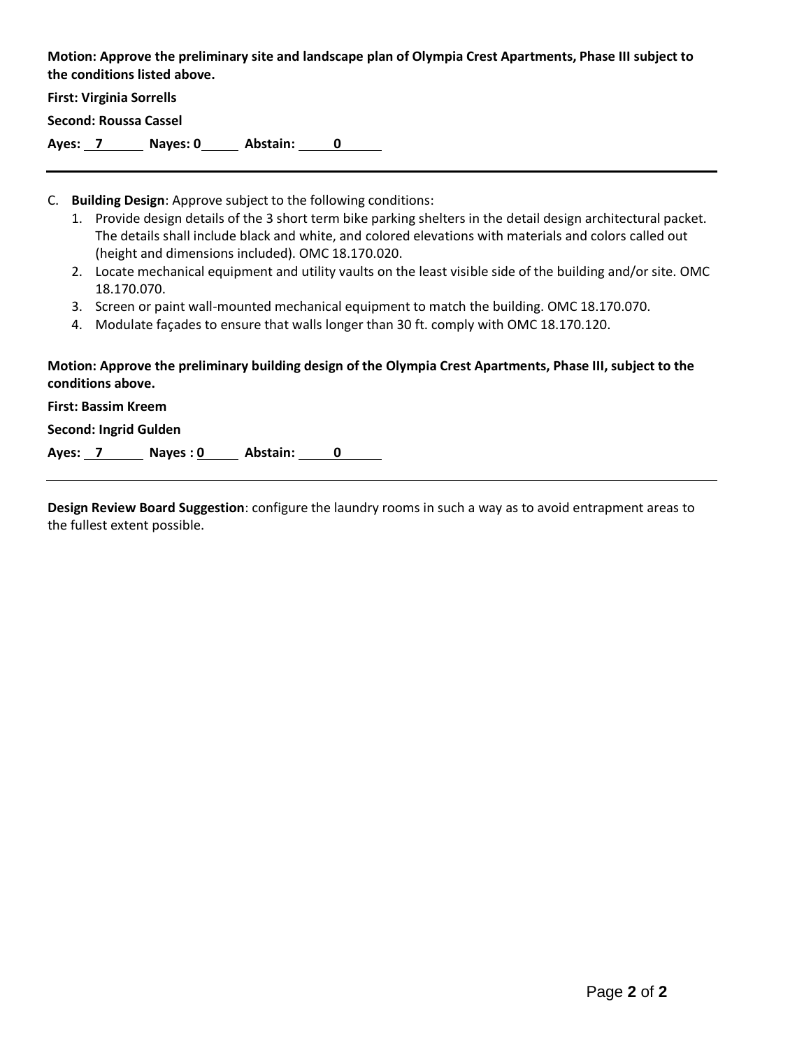**Motion: Approve the preliminary site and landscape plan of Olympia Crest Apartments, Phase III subject to the conditions listed above.**

**First: Virginia Sorrells**

**Second: Roussa Cassel**

**Ayes: 7 Nayes: 0 Abstain: 0**

---

C. **Building Design**: Approve subject to the following conditions:
   1. Provide design details of the 3 short term bike parking shelters in the detail design architectural packet. The details shall include black and white, and colored elevations with materials and colors called out (height and dimensions included). OMC 18.170.020.
   2. Locate mechanical equipment and utility vaults on the least visible side of the building and/or site. OMC 18.170.070.
   3. Screen or paint wall-mounted mechanical equipment to match the building. OMC 18.170.070.
   4. Modulate façades to ensure that walls longer than 30 ft. comply with OMC 18.170.120.

**Motion: Approve the preliminary building design of the Olympia Crest Apartments, Phase III, subject to the conditions above.**

**First: Bassim Kreem**

**Second: Ingrid Gulden**

**Ayes: 7 Nayes : 0 Abstain: 0**

---

**Design Review Board Suggestion**: configure the laundry rooms in such a way as to avoid entrapment areas to the fullest extent possible.